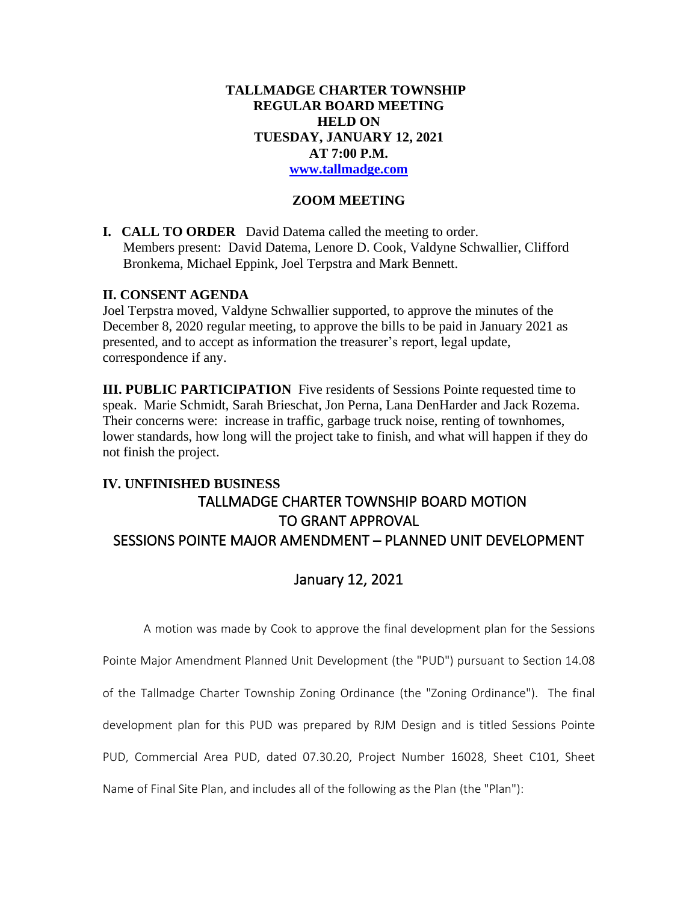# TALLMADGE CHARTER TOWNSHIP
# REGULAR BOARD MEETING
# HELD ON
# TUESDAY, JANUARY 12, 2021
# AT 7:00 P.M.

**www.tallmadge.com**

## ZOOM MEETING

**I. CALL TO ORDER** David Datema called the meeting to order.
Members present: David Datema, Lenore D. Cook, Valdyne Schwallier, Clifford Bronkema, Michael Eppink, Joel Terpstra and Mark Bennett.

**II. CONSENT AGENDA**
Joel Terpstra moved, Valdyne Schwallier supported, to approve the minutes of the December 8, 2020 regular meeting, to approve the bills to be paid in January 2021 as presented, and to accept as information the treasurer's report, legal update, correspondence if any.

**III. PUBLIC PARTICIPATION** Five residents of Sessions Pointe requested time to speak. Marie Schmidt, Sarah Brieschat, Jon Perna, Lana DenHarder and Jack Rozema. Their concerns were: increase in traffic, garbage truck noise, renting of townhomes, lower standards, how long will the project take to finish, and what will happen if they do not finish the project.

**IV. UNFINISHED BUSINESS**

## TALLMADGE CHARTER TOWNSHIP BOARD MOTION TO GRANT APPROVAL SESSIONS POINTE MAJOR AMENDMENT – PLANNED UNIT DEVELOPMENT

## January 12, 2021

A motion was made by Cook to approve the final development plan for the Sessions Pointe Major Amendment Planned Unit Development (the "PUD") pursuant to Section 14.08 of the Tallmadge Charter Township Zoning Ordinance (the "Zoning Ordinance"). The final development plan for this PUD was prepared by RJM Design and is titled Sessions Pointe PUD, Commercial Area PUD, dated 07.30.20, Project Number 16028, Sheet C101, Sheet Name of Final Site Plan, and includes all of the following as the Plan (the "Plan"):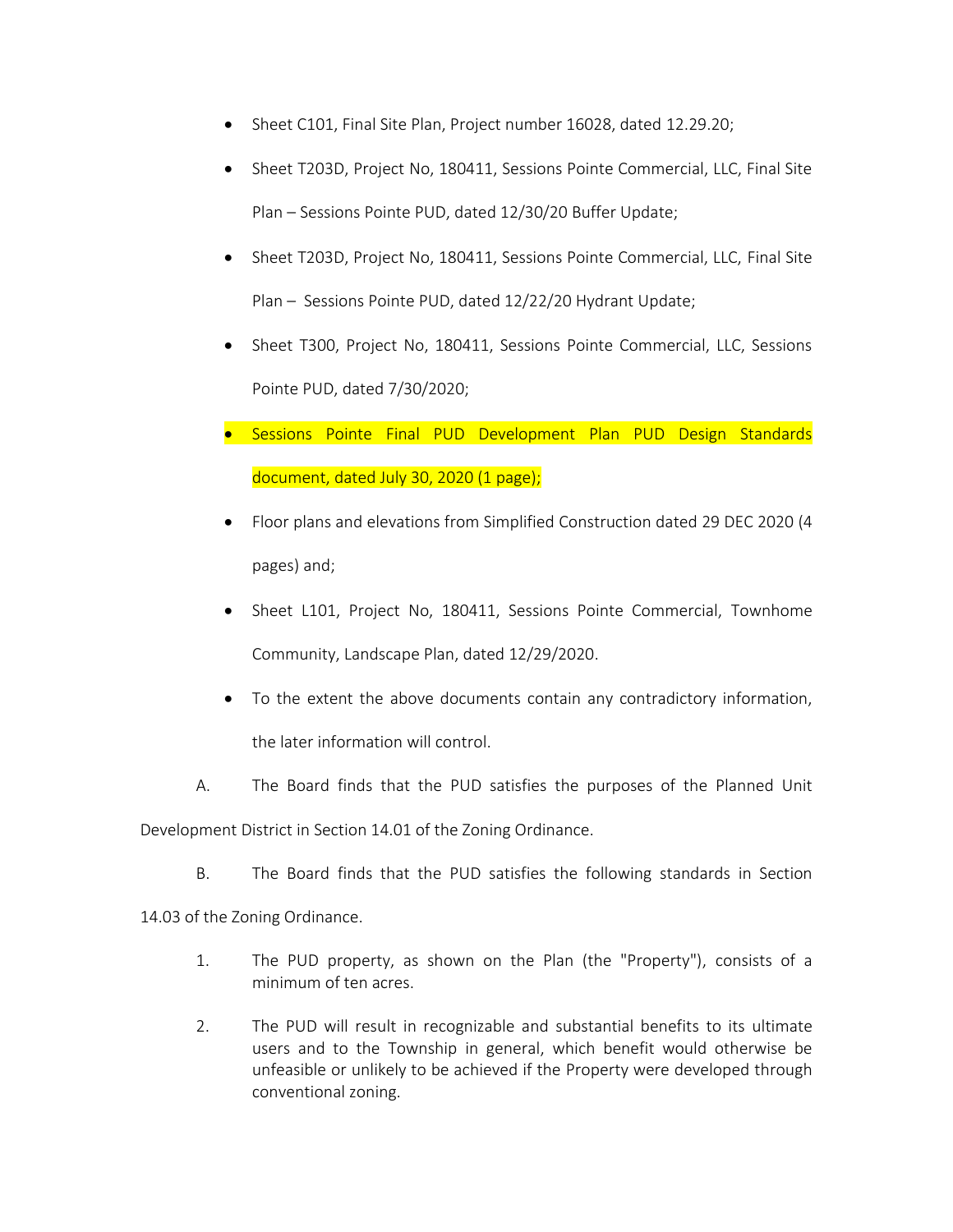- Sheet C101, Final Site Plan, Project number 16028, dated 12.29.20;
- Sheet T203D, Project No, 180411, Sessions Pointe Commercial, LLC, Final Site Plan – Sessions Pointe PUD, dated 12/30/20 Buffer Update;
- Sheet T203D, Project No, 180411, Sessions Pointe Commercial, LLC, Final Site Plan – Sessions Pointe PUD, dated 12/22/20 Hydrant Update;
- Sheet T300, Project No, 180411, Sessions Pointe Commercial, LLC, Sessions Pointe PUD, dated 7/30/2020;
- Sessions Pointe Final PUD Development Plan PUD Design Standards document, dated July 30, 2020 (1 page);
- Floor plans and elevations from Simplified Construction dated 29 DEC 2020 (4 pages) and;
- Sheet L101, Project No, 180411, Sessions Pointe Commercial, Townhome Community, Landscape Plan, dated 12/29/2020.
- To the extent the above documents contain any contradictory information, the later information will control.

A. The Board finds that the PUD satisfies the purposes of the Planned Unit Development District in Section 14.01 of the Zoning Ordinance.

B. The Board finds that the PUD satisfies the following standards in Section 14.03 of the Zoning Ordinance.

1. The PUD property, as shown on the Plan (the "Property"), consists of a minimum of ten acres.

2. The PUD will result in recognizable and substantial benefits to its ultimate users and to the Township in general, which benefit would otherwise be unfeasible or unlikely to be achieved if the Property were developed through conventional zoning.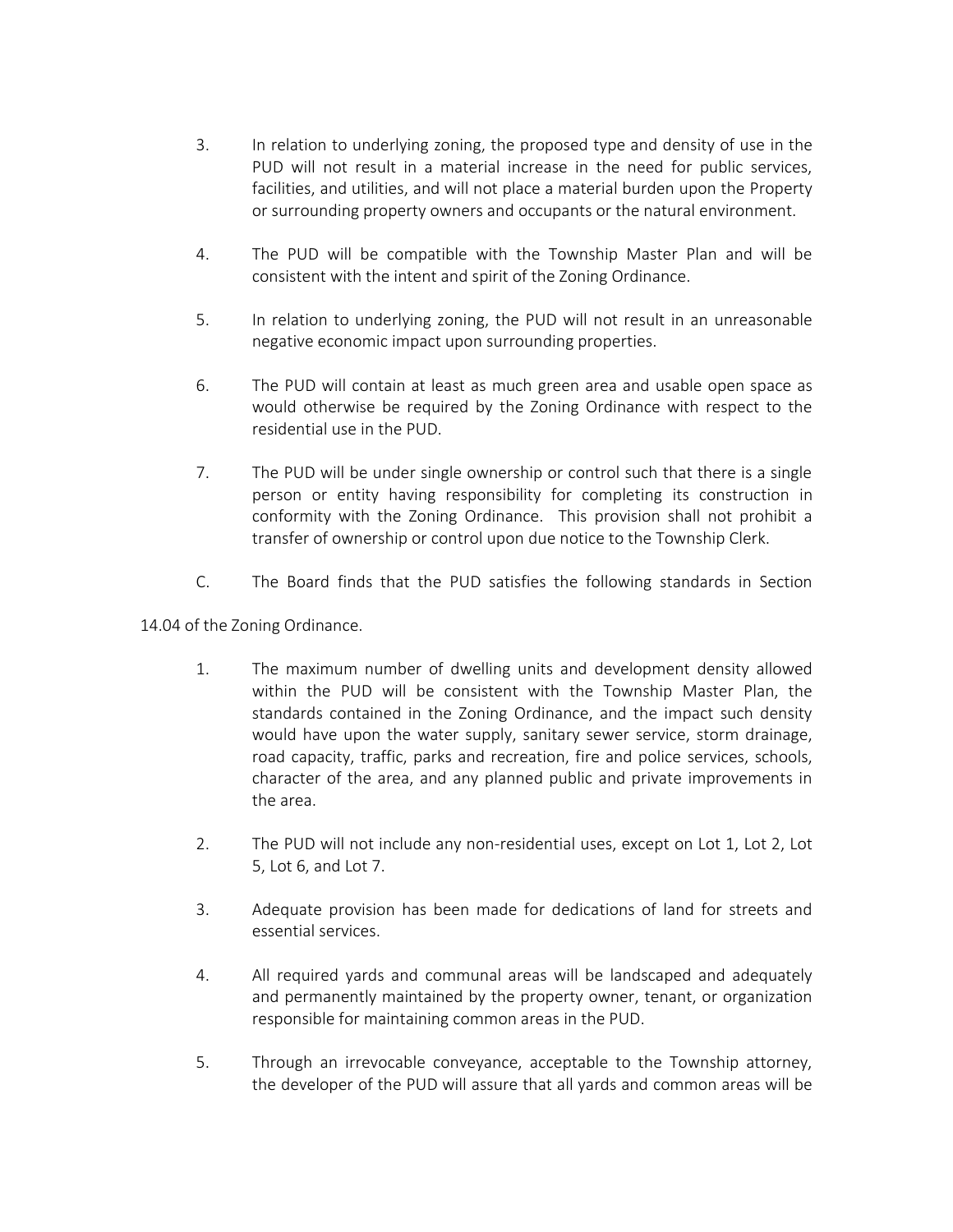3. In relation to underlying zoning, the proposed type and density of use in the PUD will not result in a material increase in the need for public services, facilities, and utilities, and will not place a material burden upon the Property or surrounding property owners and occupants or the natural environment.

4. The PUD will be compatible with the Township Master Plan and will be consistent with the intent and spirit of the Zoning Ordinance.

5. In relation to underlying zoning, the PUD will not result in an unreasonable negative economic impact upon surrounding properties.

6. The PUD will contain at least as much green area and usable open space as would otherwise be required by the Zoning Ordinance with respect to the residential use in the PUD.

7. The PUD will be under single ownership or control such that there is a single person or entity having responsibility for completing its construction in conformity with the Zoning Ordinance. This provision shall not prohibit a transfer of ownership or control upon due notice to the Township Clerk.

C. The Board finds that the PUD satisfies the following standards in Section 14.04 of the Zoning Ordinance.

1. The maximum number of dwelling units and development density allowed within the PUD will be consistent with the Township Master Plan, the standards contained in the Zoning Ordinance, and the impact such density would have upon the water supply, sanitary sewer service, storm drainage, road capacity, traffic, parks and recreation, fire and police services, schools, character of the area, and any planned public and private improvements in the area.

2. The PUD will not include any non-residential uses, except on Lot 1, Lot 2, Lot 5, Lot 6, and Lot 7.

3. Adequate provision has been made for dedications of land for streets and essential services.

4. All required yards and communal areas will be landscaped and adequately and permanently maintained by the property owner, tenant, or organization responsible for maintaining common areas in the PUD.

5. Through an irrevocable conveyance, acceptable to the Township attorney, the developer of the PUD will assure that all yards and common areas will be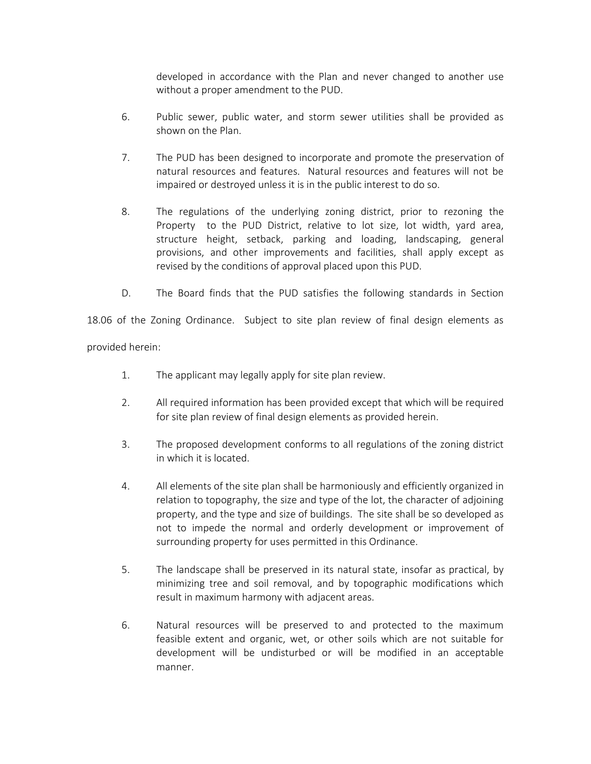developed in accordance with the Plan and never changed to another use without a proper amendment to the PUD.

6. Public sewer, public water, and storm sewer utilities shall be provided as shown on the Plan.

7. The PUD has been designed to incorporate and promote the preservation of natural resources and features. Natural resources and features will not be impaired or destroyed unless it is in the public interest to do so.

8. The regulations of the underlying zoning district, prior to rezoning the Property to the PUD District, relative to lot size, lot width, yard area, structure height, setback, parking and loading, landscaping, general provisions, and other improvements and facilities, shall apply except as revised by the conditions of approval placed upon this PUD.

D. The Board finds that the PUD satisfies the following standards in Section 18.06 of the Zoning Ordinance. Subject to site plan review of final design elements as provided herein:

1. The applicant may legally apply for site plan review.

2. All required information has been provided except that which will be required for site plan review of final design elements as provided herein.

3. The proposed development conforms to all regulations of the zoning district in which it is located.

4. All elements of the site plan shall be harmoniously and efficiently organized in relation to topography, the size and type of the lot, the character of adjoining property, and the type and size of buildings. The site shall be so developed as not to impede the normal and orderly development or improvement of surrounding property for uses permitted in this Ordinance.

5. The landscape shall be preserved in its natural state, insofar as practical, by minimizing tree and soil removal, and by topographic modifications which result in maximum harmony with adjacent areas.

6. Natural resources will be preserved to and protected to the maximum feasible extent and organic, wet, or other soils which are not suitable for development will be undisturbed or will be modified in an acceptable manner.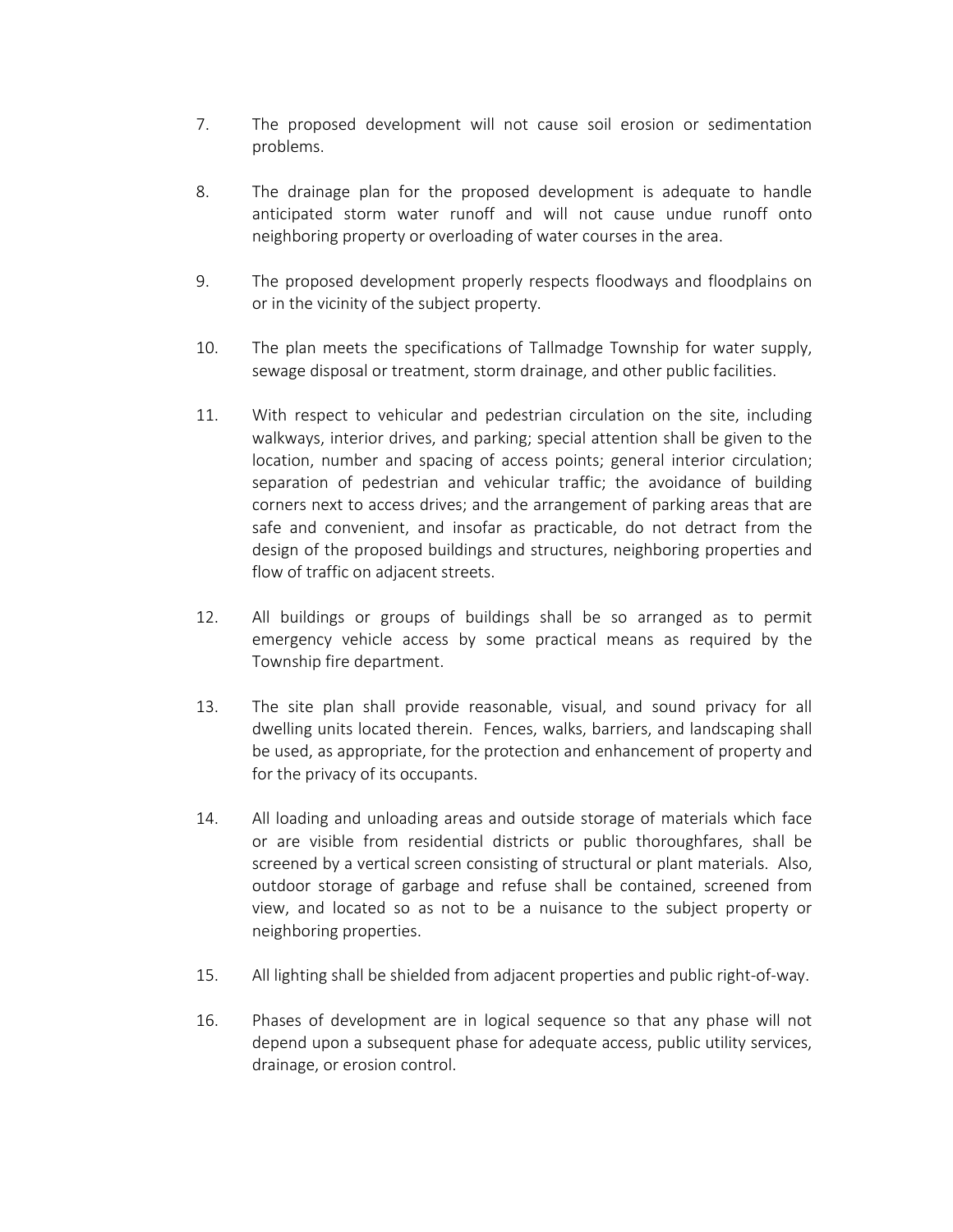7. The proposed development will not cause soil erosion or sedimentation problems.

8. The drainage plan for the proposed development is adequate to handle anticipated storm water runoff and will not cause undue runoff onto neighboring property or overloading of water courses in the area.

9. The proposed development properly respects floodways and floodplains on or in the vicinity of the subject property.

10. The plan meets the specifications of Tallmadge Township for water supply, sewage disposal or treatment, storm drainage, and other public facilities.

11. With respect to vehicular and pedestrian circulation on the site, including walkways, interior drives, and parking; special attention shall be given to the location, number and spacing of access points; general interior circulation; separation of pedestrian and vehicular traffic; the avoidance of building corners next to access drives; and the arrangement of parking areas that are safe and convenient, and insofar as practicable, do not detract from the design of the proposed buildings and structures, neighboring properties and flow of traffic on adjacent streets.

12. All buildings or groups of buildings shall be so arranged as to permit emergency vehicle access by some practical means as required by the Township fire department.

13. The site plan shall provide reasonable, visual, and sound privacy for all dwelling units located therein. Fences, walks, barriers, and landscaping shall be used, as appropriate, for the protection and enhancement of property and for the privacy of its occupants.

14. All loading and unloading areas and outside storage of materials which face or are visible from residential districts or public thoroughfares, shall be screened by a vertical screen consisting of structural or plant materials. Also, outdoor storage of garbage and refuse shall be contained, screened from view, and located so as not to be a nuisance to the subject property or neighboring properties.

15. All lighting shall be shielded from adjacent properties and public right-of-way.

16. Phases of development are in logical sequence so that any phase will not depend upon a subsequent phase for adequate access, public utility services, drainage, or erosion control.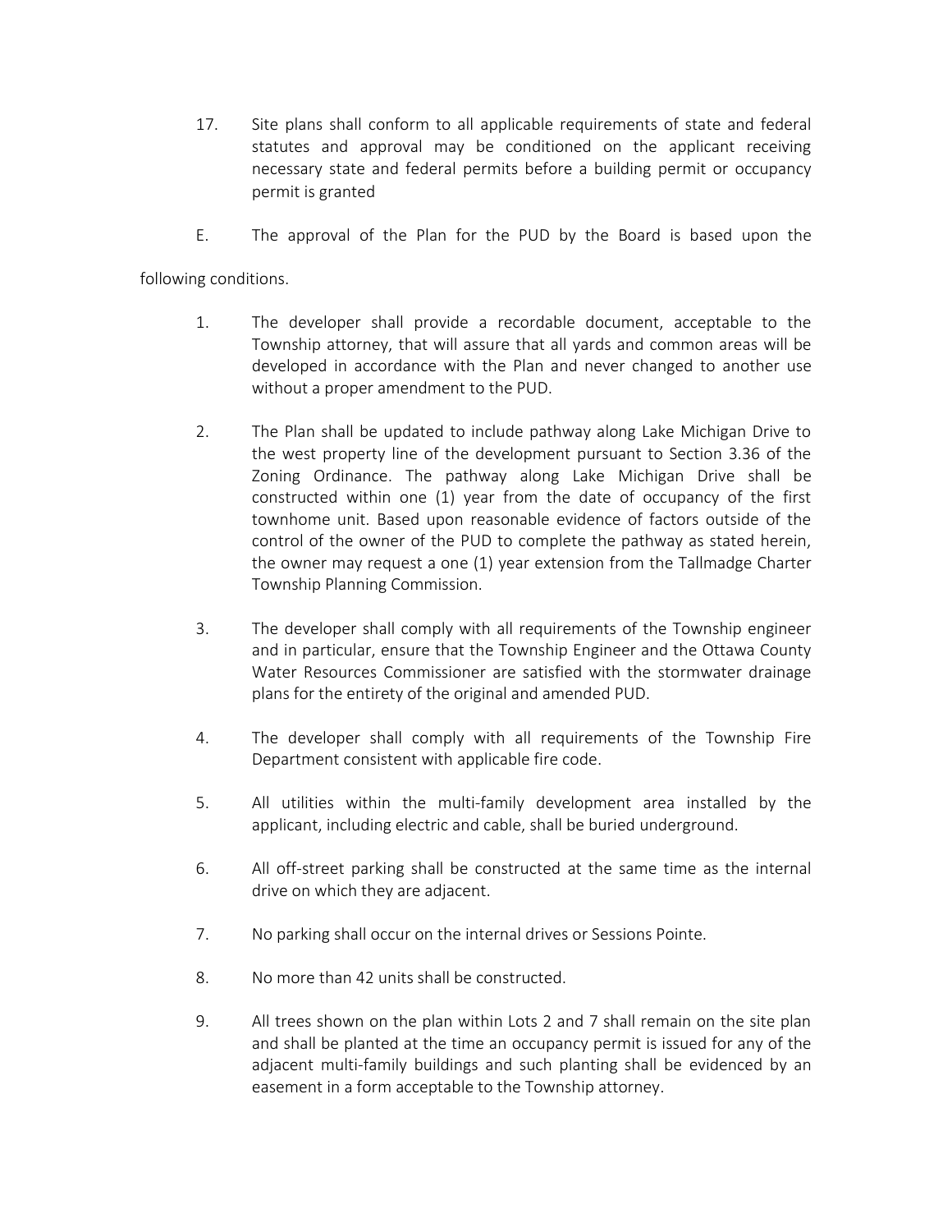17. Site plans shall conform to all applicable requirements of state and federal statutes and approval may be conditioned on the applicant receiving necessary state and federal permits before a building permit or occupancy permit is granted

E. The approval of the Plan for the PUD by the Board is based upon the following conditions.

1. The developer shall provide a recordable document, acceptable to the Township attorney, that will assure that all yards and common areas will be developed in accordance with the Plan and never changed to another use without a proper amendment to the PUD.

2. The Plan shall be updated to include pathway along Lake Michigan Drive to the west property line of the development pursuant to Section 3.36 of the Zoning Ordinance. The pathway along Lake Michigan Drive shall be constructed within one (1) year from the date of occupancy of the first townhome unit. Based upon reasonable evidence of factors outside of the control of the owner of the PUD to complete the pathway as stated herein, the owner may request a one (1) year extension from the Tallmadge Charter Township Planning Commission.

3. The developer shall comply with all requirements of the Township engineer and in particular, ensure that the Township Engineer and the Ottawa County Water Resources Commissioner are satisfied with the stormwater drainage plans for the entirety of the original and amended PUD.

4. The developer shall comply with all requirements of the Township Fire Department consistent with applicable fire code.

5. All utilities within the multi-family development area installed by the applicant, including electric and cable, shall be buried underground.

6. All off-street parking shall be constructed at the same time as the internal drive on which they are adjacent.

7. No parking shall occur on the internal drives or Sessions Pointe.

8. No more than 42 units shall be constructed.

9. All trees shown on the plan within Lots 2 and 7 shall remain on the site plan and shall be planted at the time an occupancy permit is issued for any of the adjacent multi-family buildings and such planting shall be evidenced by an easement in a form acceptable to the Township attorney.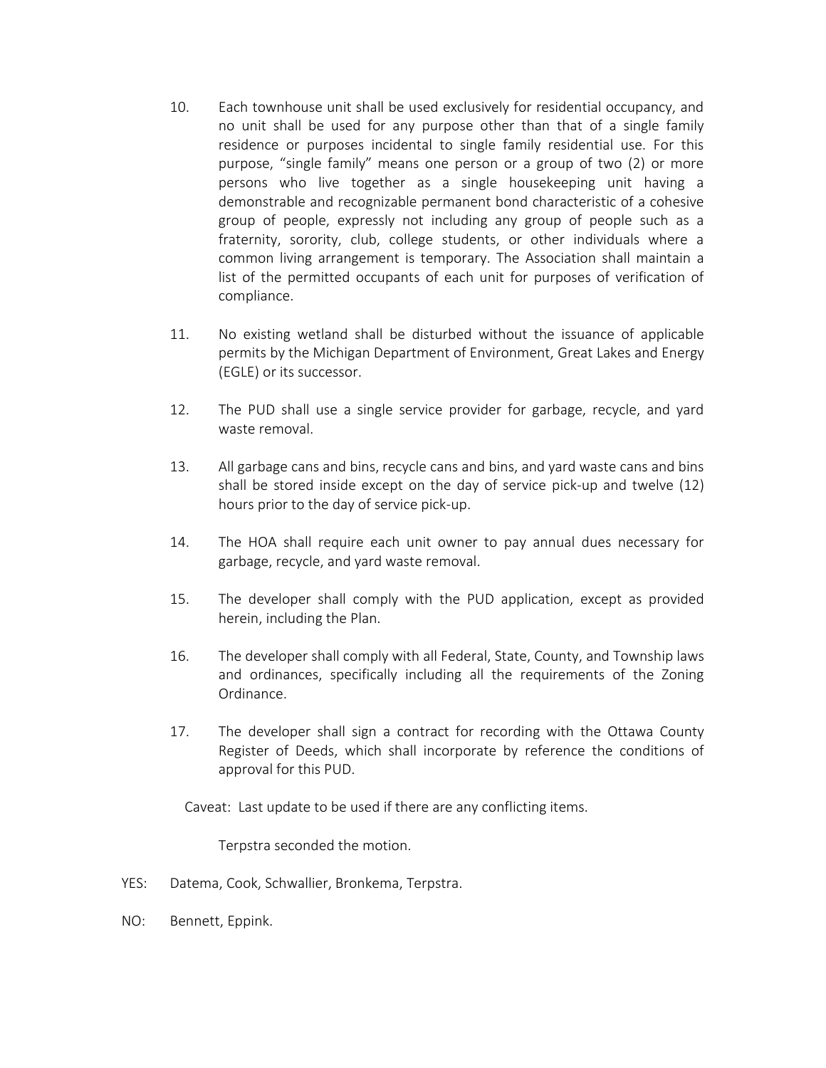10. Each townhouse unit shall be used exclusively for residential occupancy, and no unit shall be used for any purpose other than that of a single family residence or purposes incidental to single family residential use. For this purpose, "single family" means one person or a group of two (2) or more persons who live together as a single housekeeping unit having a demonstrable and recognizable permanent bond characteristic of a cohesive group of people, expressly not including any group of people such as a fraternity, sorority, club, college students, or other individuals where a common living arrangement is temporary. The Association shall maintain a list of the permitted occupants of each unit for purposes of verification of compliance.

11. No existing wetland shall be disturbed without the issuance of applicable permits by the Michigan Department of Environment, Great Lakes and Energy (EGLE) or its successor.

12. The PUD shall use a single service provider for garbage, recycle, and yard waste removal.

13. All garbage cans and bins, recycle cans and bins, and yard waste cans and bins shall be stored inside except on the day of service pick-up and twelve (12) hours prior to the day of service pick-up.

14. The HOA shall require each unit owner to pay annual dues necessary for garbage, recycle, and yard waste removal.

15. The developer shall comply with the PUD application, except as provided herein, including the Plan.

16. The developer shall comply with all Federal, State, County, and Township laws and ordinances, specifically including all the requirements of the Zoning Ordinance.

17. The developer shall sign a contract for recording with the Ottawa County Register of Deeds, which shall incorporate by reference the conditions of approval for this PUD.

Caveat: Last update to be used if there are any conflicting items.

Terpstra seconded the motion.

YES: Datema, Cook, Schwallier, Bronkema, Terpstra.

NO: Bennett, Eppink.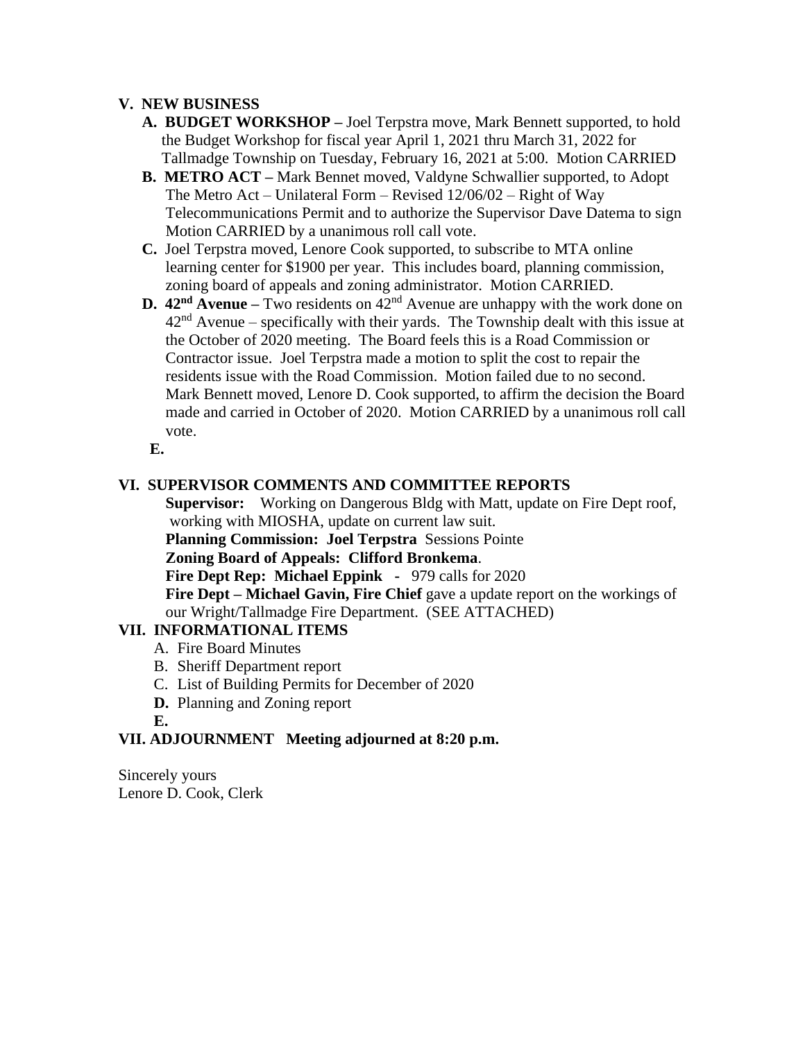**V. NEW BUSINESS**

- **A. BUDGET WORKSHOP –** Joel Terpstra move, Mark Bennett supported, to hold the Budget Workshop for fiscal year April 1, 2021 thru March 31, 2022 for Tallmadge Township on Tuesday, February 16, 2021 at 5:00. Motion CARRIED
- **B. METRO ACT –** Mark Bennet moved, Valdyne Schwallier supported, to Adopt The Metro Act – Unilateral Form – Revised 12/06/02 – Right of Way Telecommunications Permit and to authorize the Supervisor Dave Datema to sign Motion CARRIED by a unanimous roll call vote.
- **C.** Joel Terpstra moved, Lenore Cook supported, to subscribe to MTA online learning center for $1900 per year. This includes board, planning commission, zoning board of appeals and zoning administrator. Motion CARRIED.
- **D. 42nd Avenue –** Two residents on 42nd Avenue are unhappy with the work done on 42nd Avenue – specifically with their yards. The Township dealt with this issue at the October of 2020 meeting. The Board feels this is a Road Commission or Contractor issue. Joel Terpstra made a motion to split the cost to repair the residents issue with the Road Commission. Motion failed due to no second. Mark Bennett moved, Lenore D. Cook supported, to affirm the decision the Board made and carried in October of 2020. Motion CARRIED by a unanimous roll call vote.
- **E.**

**VI. SUPERVISOR COMMENTS AND COMMITTEE REPORTS**

**Supervisor:** Working on Dangerous Bldg with Matt, update on Fire Dept roof, working with MIOSHA, update on current law suit.

**Planning Commission: Joel Terpstra** Sessions Pointe

**Zoning Board of Appeals: Clifford Bronkema**.

**Fire Dept Rep: Michael Eppink** - 979 calls for 2020

**Fire Dept – Michael Gavin, Fire Chief** gave a update report on the workings of our Wright/Tallmadge Fire Department. (SEE ATTACHED)

**VII. INFORMATIONAL ITEMS**

- A. Fire Board Minutes
- B. Sheriff Department report
- C. List of Building Permits for December of 2020
- **D.** Planning and Zoning report
- **E.**

**VII. ADJOURNMENT Meeting adjourned at 8:20 p.m.**

Sincerely yours
Lenore D. Cook, Clerk